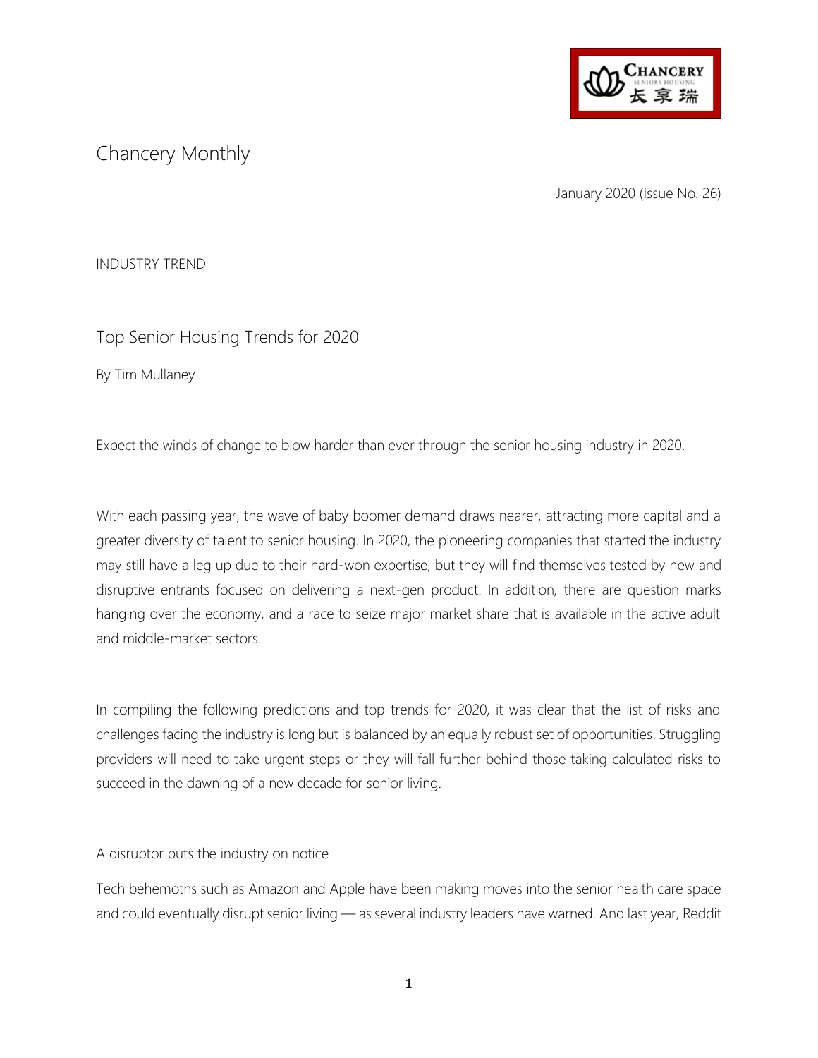# Chancery Monthly

January 2020 (Issue No. 26)

INDUSTRY TREND

## Top Senior Housing Trends for 2020

By Tim Mullaney

Expect the winds of change to blow harder than ever through the senior housing industry in 2020.

With each passing year, the wave of baby boomer demand draws nearer, attracting more capital and a greater diversity of talent to senior housing. In 2020, the pioneering companies that started the industry may still have a leg up due to their hard-won expertise, but they will find themselves tested by new and disruptive entrants focused on delivering a next-gen product. In addition, there are question marks hanging over the economy, and a race to seize major market share that is available in the active adult and middle-market sectors.

In compiling the following predictions and top trends for 2020, it was clear that the list of risks and challenges facing the industry is long but is balanced by an equally robust set of opportunities. Struggling providers will need to take urgent steps or they will fall further behind those taking calculated risks to succeed in the dawning of a new decade for senior living.

### A disruptor puts the industry on notice

Tech behemoths such as Amazon and Apple have been making moves into the senior health care space and could eventually disrupt senior living — as several industry leaders have warned. And last year, Reddit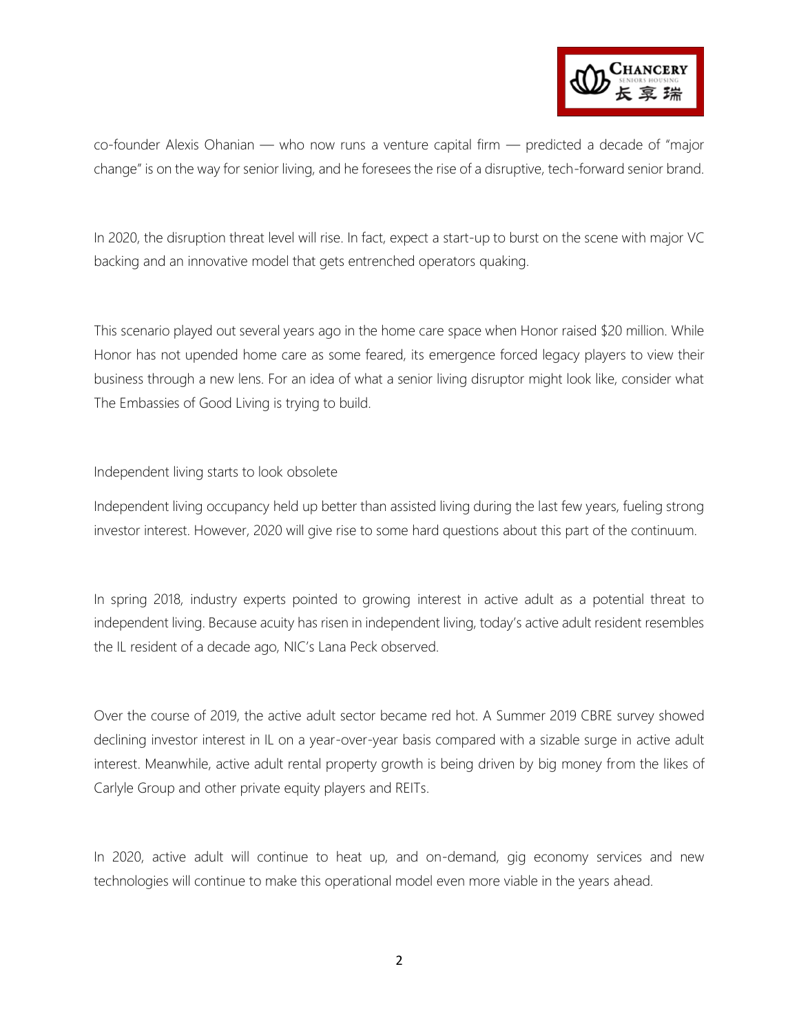co-founder Alexis Ohanian — who now runs a venture capital firm — predicted a decade of "major change" is on the way for senior living, and he foresees the rise of a disruptive, tech-forward senior brand.

In 2020, the disruption threat level will rise. In fact, expect a start-up to burst on the scene with major VC backing and an innovative model that gets entrenched operators quaking.

This scenario played out several years ago in the home care space when Honor raised $20 million. While Honor has not upended home care as some feared, its emergence forced legacy players to view their business through a new lens. For an idea of what a senior living disruptor might look like, consider what The Embassies of Good Living is trying to build.

## Independent living starts to look obsolete

Independent living occupancy held up better than assisted living during the last few years, fueling strong investor interest. However, 2020 will give rise to some hard questions about this part of the continuum.

In spring 2018, industry experts pointed to growing interest in active adult as a potential threat to independent living. Because acuity has risen in independent living, today's active adult resident resembles the IL resident of a decade ago, NIC's Lana Peck observed.

Over the course of 2019, the active adult sector became red hot. A Summer 2019 CBRE survey showed declining investor interest in IL on a year-over-year basis compared with a sizable surge in active adult interest. Meanwhile, active adult rental property growth is being driven by big money from the likes of Carlyle Group and other private equity players and REITs.

In 2020, active adult will continue to heat up, and on-demand, gig economy services and new technologies will continue to make this operational model even more viable in the years ahead.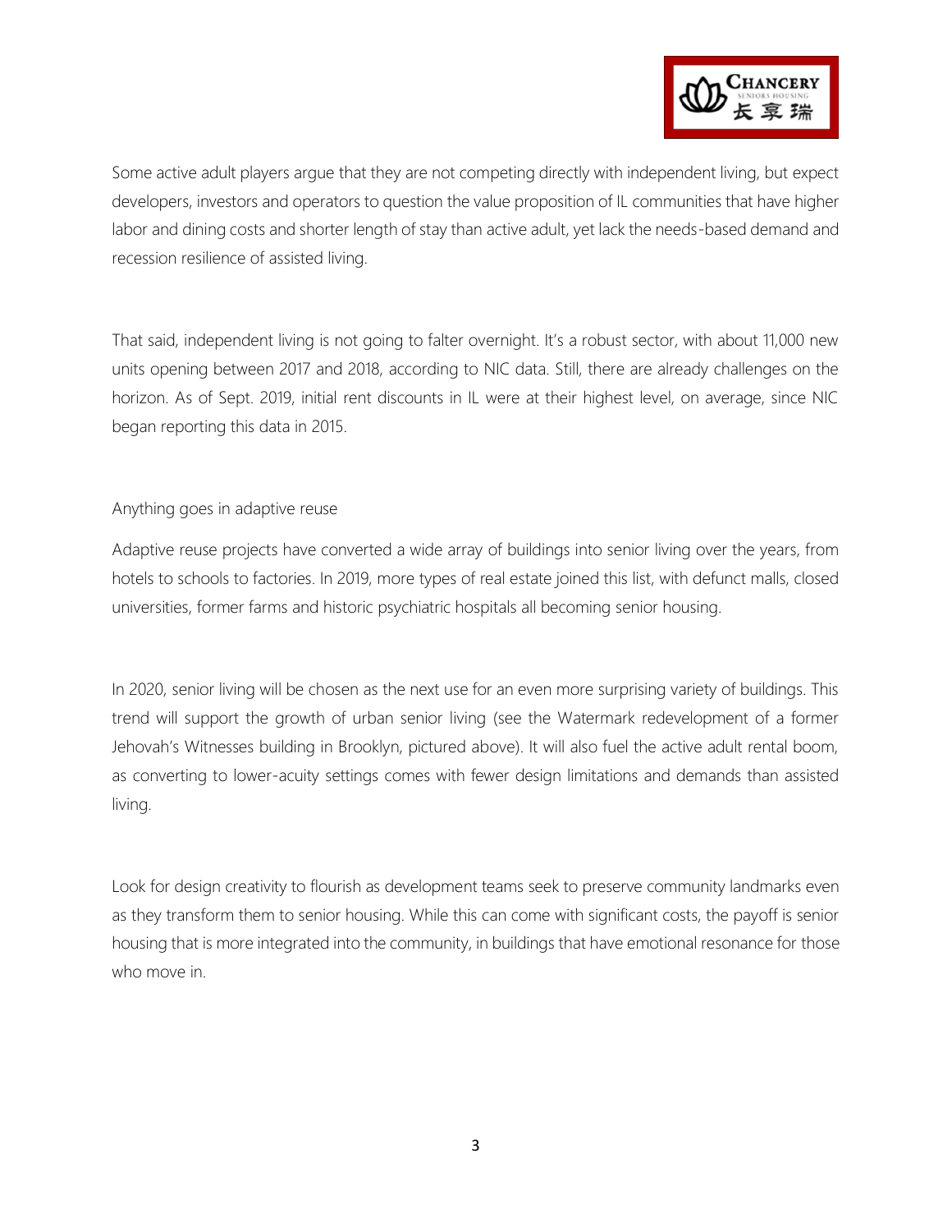Some active adult players argue that they are not competing directly with independent living, but expect developers, investors and operators to question the value proposition of IL communities that have higher labor and dining costs and shorter length of stay than active adult, yet lack the needs-based demand and recession resilience of assisted living.

That said, independent living is not going to falter overnight. It's a robust sector, with about 11,000 new units opening between 2017 and 2018, according to NIC data. Still, there are already challenges on the horizon. As of Sept. 2019, initial rent discounts in IL were at their highest level, on average, since NIC began reporting this data in 2015.

## Anything goes in adaptive reuse

Adaptive reuse projects have converted a wide array of buildings into senior living over the years, from hotels to schools to factories. In 2019, more types of real estate joined this list, with defunct malls, closed universities, former farms and historic psychiatric hospitals all becoming senior housing.

In 2020, senior living will be chosen as the next use for an even more surprising variety of buildings. This trend will support the growth of urban senior living (see the Watermark redevelopment of a former Jehovah's Witnesses building in Brooklyn, pictured above). It will also fuel the active adult rental boom, as converting to lower-acuity settings comes with fewer design limitations and demands than assisted living.

Look for design creativity to flourish as development teams seek to preserve community landmarks even as they transform them to senior housing. While this can come with significant costs, the payoff is senior housing that is more integrated into the community, in buildings that have emotional resonance for those who move in.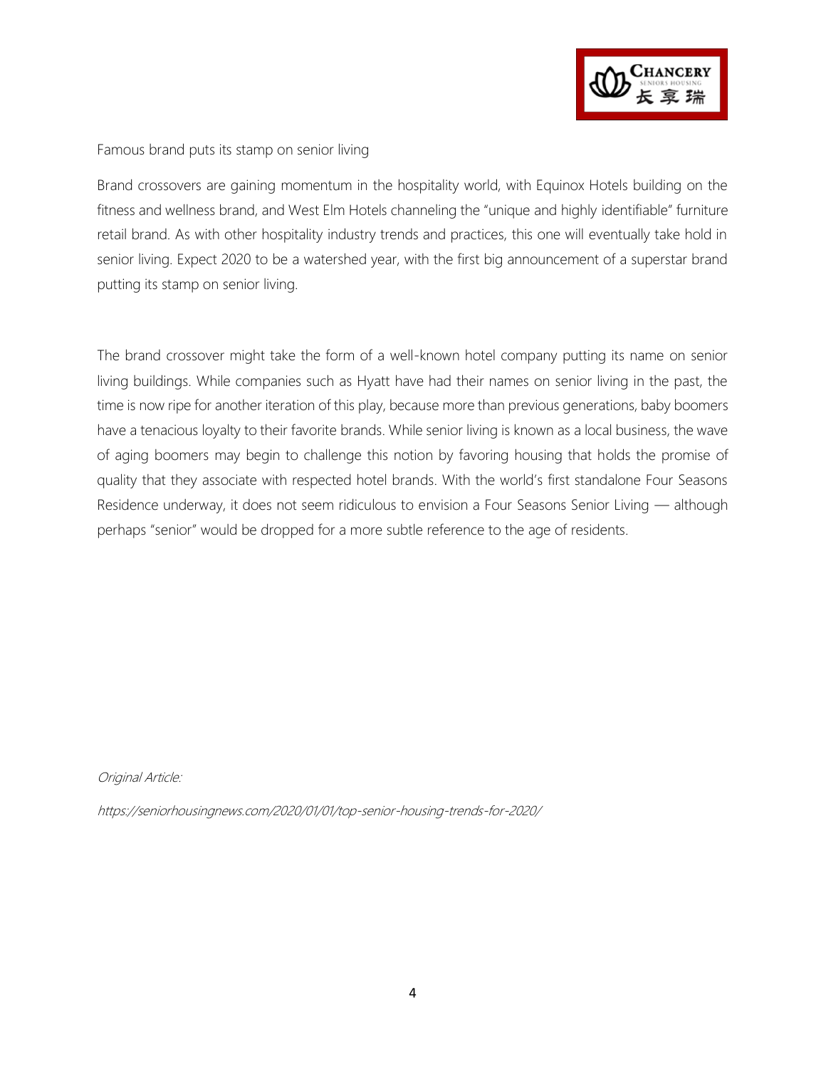Famous brand puts its stamp on senior living

Brand crossovers are gaining momentum in the hospitality world, with Equinox Hotels building on the fitness and wellness brand, and West Elm Hotels channeling the "unique and highly identifiable" furniture retail brand. As with other hospitality industry trends and practices, this one will eventually take hold in senior living. Expect 2020 to be a watershed year, with the first big announcement of a superstar brand putting its stamp on senior living.

The brand crossover might take the form of a well-known hotel company putting its name on senior living buildings. While companies such as Hyatt have had their names on senior living in the past, the time is now ripe for another iteration of this play, because more than previous generations, baby boomers have a tenacious loyalty to their favorite brands. While senior living is known as a local business, the wave of aging boomers may begin to challenge this notion by favoring housing that holds the promise of quality that they associate with respected hotel brands. With the world's first standalone Four Seasons Residence underway, it does not seem ridiculous to envision a Four Seasons Senior Living — although perhaps "senior" would be dropped for a more subtle reference to the age of residents.

*Original Article:*

*https://seniorhousingnews.com/2020/01/01/top-senior-housing-trends-for-2020/*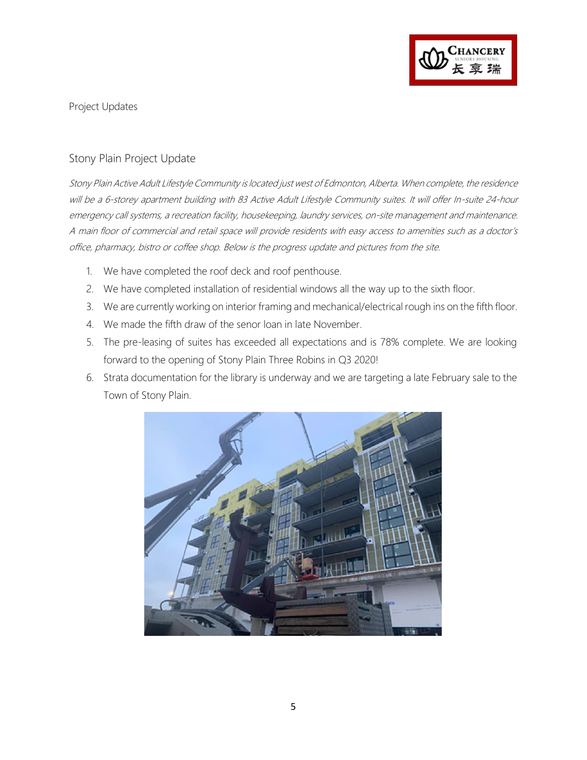Project Updates

## Stony Plain Project Update

*Stony Plain Active Adult Lifestyle Community is located just west of Edmonton, Alberta. When complete, the residence will be a 6-storey apartment building with 83 Active Adult Lifestyle Community suites. It will offer In-suite 24-hour emergency call systems, a recreation facility, housekeeping, laundry services, on-site management and maintenance. A main floor of commercial and retail space will provide residents with easy access to amenities such as a doctor's office, pharmacy, bistro or coffee shop. Below is the progress update and pictures from the site.*

1. We have completed the roof deck and roof penthouse.
2. We have completed installation of residential windows all the way up to the sixth floor.
3. We are currently working on interior framing and mechanical/electrical rough ins on the fifth floor.
4. We made the fifth draw of the senor loan in late November.
5. The pre-leasing of suites has exceeded all expectations and is 78% complete. We are looking forward to the opening of Stony Plain Three Robins in Q3 2020!
6. Strata documentation for the library is underway and we are targeting a late February sale to the Town of Stony Plain.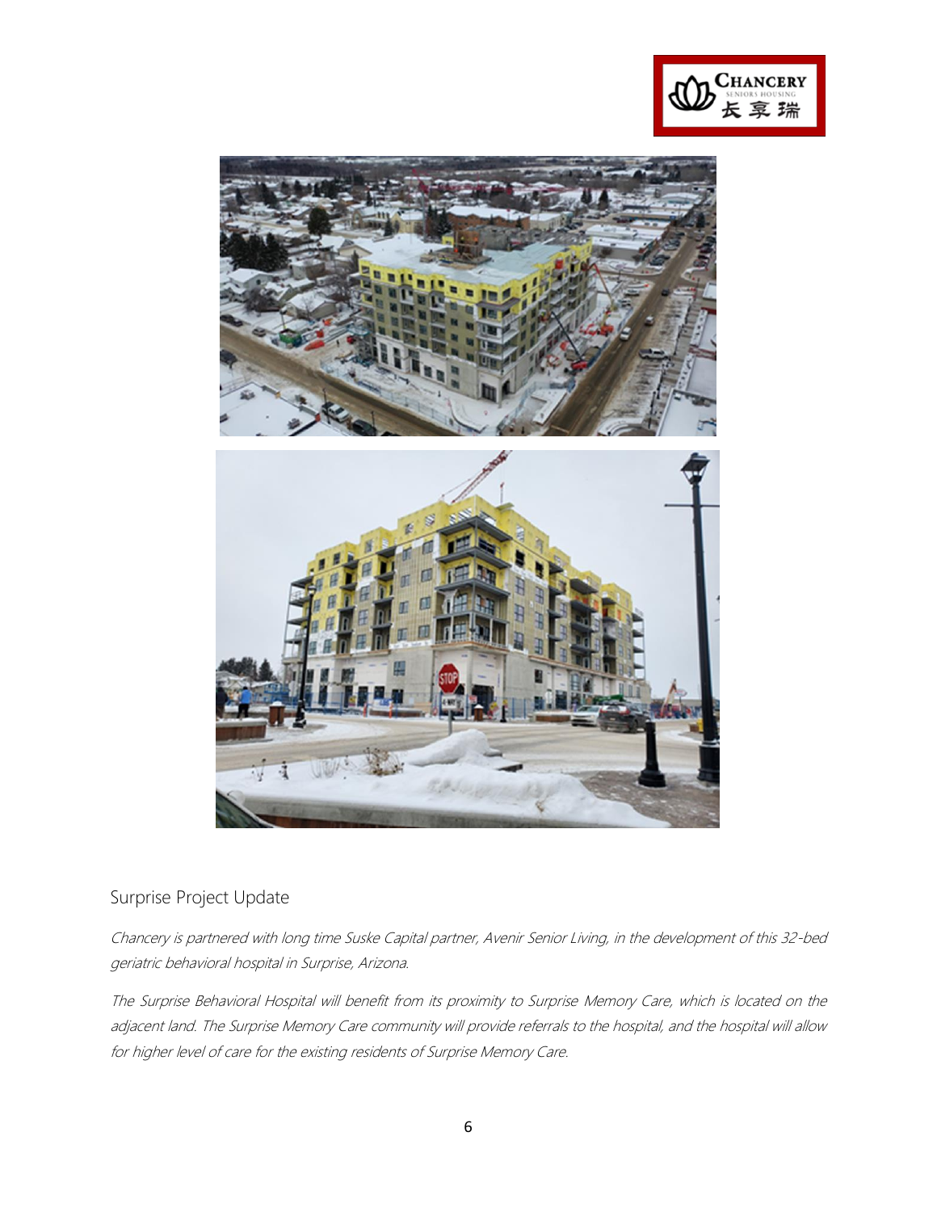## Surprise Project Update

*Chancery is partnered with long time Suske Capital partner, Avenir Senior Living, in the development of this 32-bed geriatric behavioral hospital in Surprise, Arizona.*

*The Surprise Behavioral Hospital will benefit from its proximity to Surprise Memory Care, which is located on the adjacent land. The Surprise Memory Care community will provide referrals to the hospital, and the hospital will allow for higher level of care for the existing residents of Surprise Memory Care.*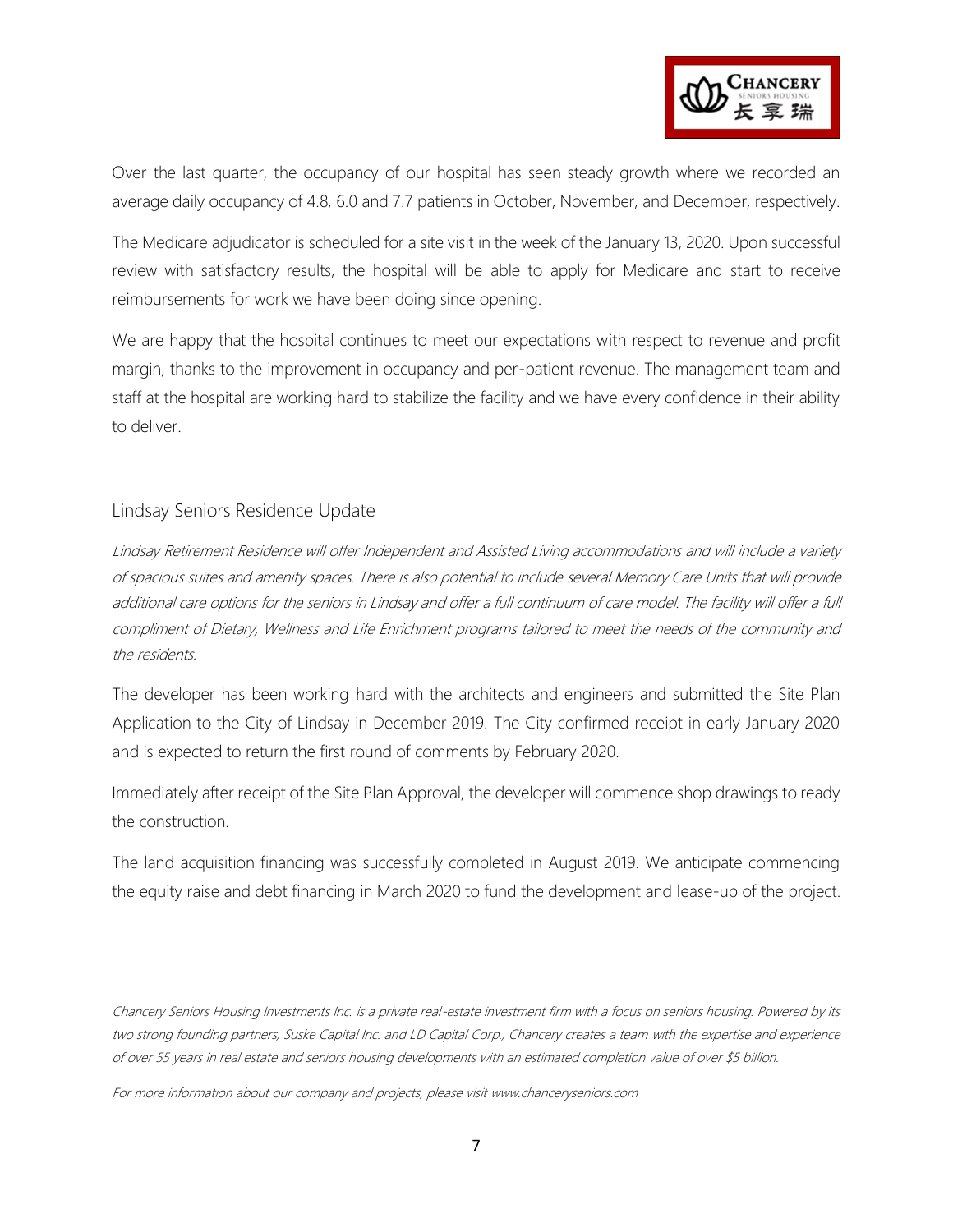Over the last quarter, the occupancy of our hospital has seen steady growth where we recorded an average daily occupancy of 4.8, 6.0 and 7.7 patients in October, November, and December, respectively.

The Medicare adjudicator is scheduled for a site visit in the week of the January 13, 2020. Upon successful review with satisfactory results, the hospital will be able to apply for Medicare and start to receive reimbursements for work we have been doing since opening.

We are happy that the hospital continues to meet our expectations with respect to revenue and profit margin, thanks to the improvement in occupancy and per-patient revenue. The management team and staff at the hospital are working hard to stabilize the facility and we have every confidence in their ability to deliver.

## Lindsay Seniors Residence Update

*Lindsay Retirement Residence will offer Independent and Assisted Living accommodations and will include a variety of spacious suites and amenity spaces. There is also potential to include several Memory Care Units that will provide additional care options for the seniors in Lindsay and offer a full continuum of care model. The facility will offer a full compliment of Dietary, Wellness and Life Enrichment programs tailored to meet the needs of the community and the residents.*

The developer has been working hard with the architects and engineers and submitted the Site Plan Application to the City of Lindsay in December 2019. The City confirmed receipt in early January 2020 and is expected to return the first round of comments by February 2020.

Immediately after receipt of the Site Plan Approval, the developer will commence shop drawings to ready the construction.

The land acquisition financing was successfully completed in August 2019. We anticipate commencing the equity raise and debt financing in March 2020 to fund the development and lease-up of the project.

*Chancery Seniors Housing Investments Inc. is a private real-estate investment firm with a focus on seniors housing. Powered by its two strong founding partners, Suske Capital Inc. and LD Capital Corp., Chancery creates a team with the expertise and experience of over 55 years in real estate and seniors housing developments with an estimated completion value of over $5 billion.*

*For more information about our company and projects, please visit www.chanceryseniors.com*